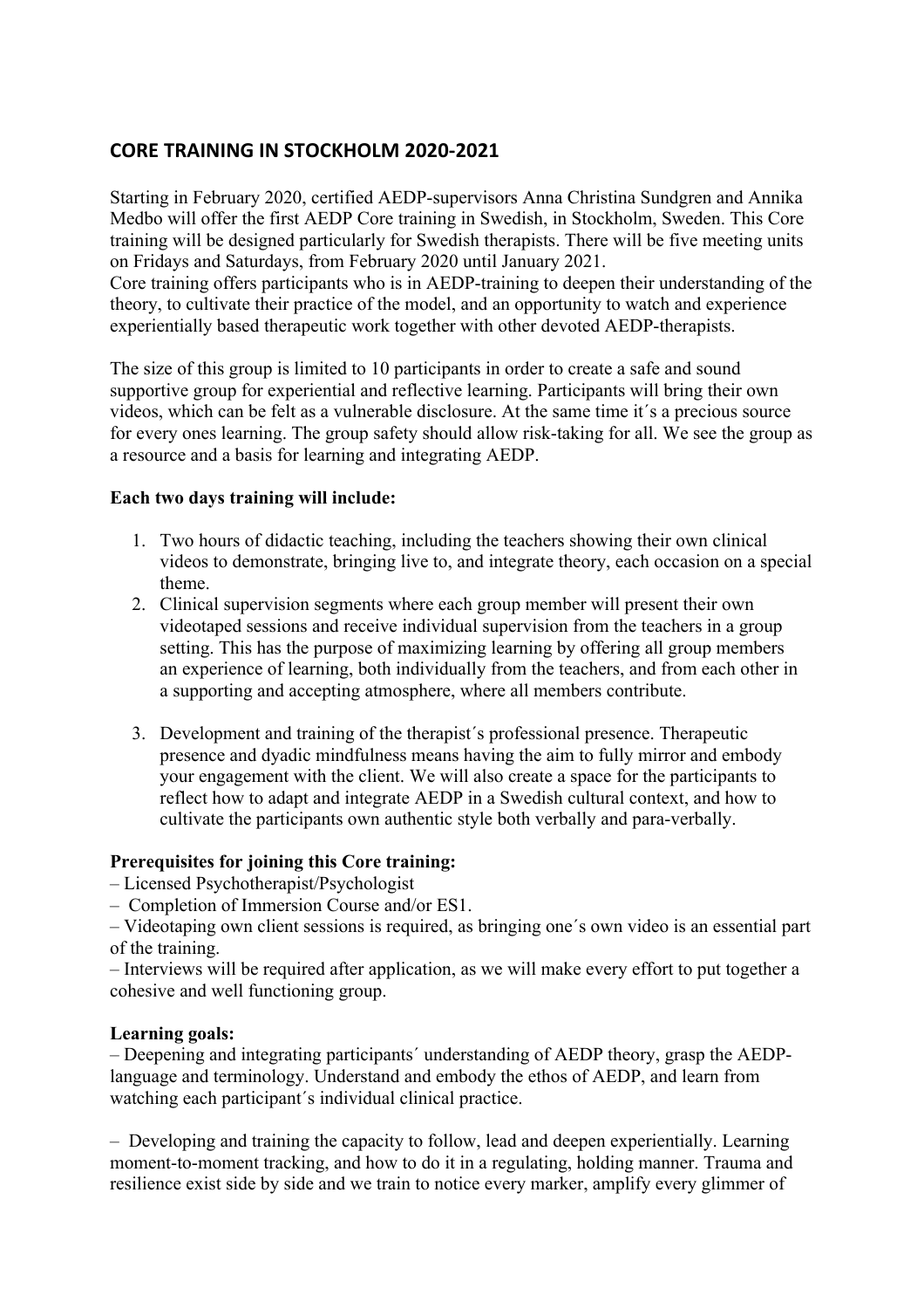## CORE TRAINING IN STOCKHOLM 2020-2021

Starting in February 2020, certified AEDP-supervisors Anna Christina Sundgren and Annika Medbo will offer the first AEDP Core training in Swedish, in Stockholm, Sweden. This Core training will be designed particularly for Swedish therapists. There will be five meeting units on Fridays and Saturdays, from February 2020 until January 2021.
Core training offers participants who is in AEDP-training to deepen their understanding of the theory, to cultivate their practice of the model, and an opportunity to watch and experience experientially based therapeutic work together with other devoted AEDP-therapists.

The size of this group is limited to 10 participants in order to create a safe and sound supportive group for experiential and reflective learning. Participants will bring their own videos, which can be felt as a vulnerable disclosure. At the same time it´s a precious source for every ones learning. The group safety should allow risk-taking for all. We see the group as a resource and a basis for learning and integrating AEDP.

**Each two days training will include:**

1. Two hours of didactic teaching, including the teachers showing their own clinical videos to demonstrate, bringing live to, and integrate theory, each occasion on a special theme.
2. Clinical supervision segments where each group member will present their own videotaped sessions and receive individual supervision from the teachers in a group setting. This has the purpose of maximizing learning by offering all group members an experience of learning, both individually from the teachers, and from each other in a supporting and accepting atmosphere, where all members contribute.
3. Development and training of the therapist´s professional presence. Therapeutic presence and dyadic mindfulness means having the aim to fully mirror and embody your engagement with the client. We will also create a space for the participants to reflect how to adapt and integrate AEDP in a Swedish cultural context, and how to cultivate the participants own authentic style both verbally and para-verbally.

**Prerequisites for joining this Core training:**

– Licensed Psychotherapist/Psychologist
– Completion of Immersion Course and/or ES1.
– Videotaping own client sessions is required, as bringing one´s own video is an essential part of the training.
– Interviews will be required after application, as we will make every effort to put together a cohesive and well functioning group.

**Learning goals:**

– Deepening and integrating participants´ understanding of AEDP theory, grasp the AEDP-language and terminology. Understand and embody the ethos of AEDP, and learn from watching each participant´s individual clinical practice.

– Developing and training the capacity to follow, lead and deepen experientially. Learning moment-to-moment tracking, and how to do it in a regulating, holding manner. Trauma and resilience exist side by side and we train to notice every marker, amplify every glimmer of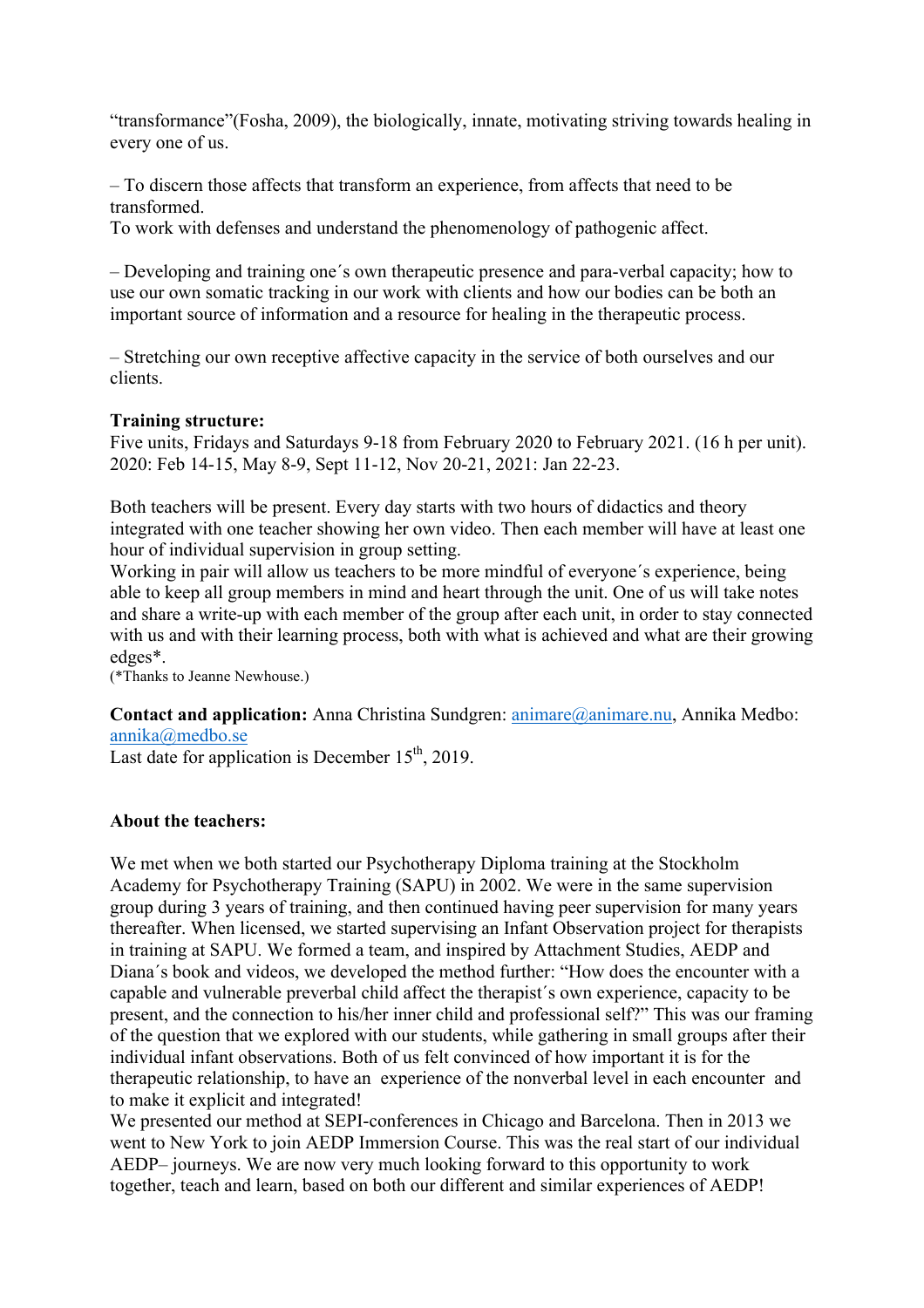"transformance"(Fosha, 2009), the biologically, innate, motivating striving towards healing in every one of us.

– To discern those affects that transform an experience, from affects that need to be transformed.
To work with defenses and understand the phenomenology of pathogenic affect.

– Developing and training one´s own therapeutic presence and para-verbal capacity; how to use our own somatic tracking in our work with clients and how our bodies can be both an important source of information and a resource for healing in the therapeutic process.

– Stretching our own receptive affective capacity in the service of both ourselves and our clients.

**Training structure:**
Five units, Fridays and Saturdays 9-18 from February 2020 to February 2021. (16 h per unit).
2020: Feb 14-15, May 8-9, Sept 11-12, Nov 20-21, 2021: Jan 22-23.

Both teachers will be present. Every day starts with two hours of didactics and theory integrated with one teacher showing her own video. Then each member will have at least one hour of individual supervision in group setting.
Working in pair will allow us teachers to be more mindful of everyone´s experience, being able to keep all group members in mind and heart through the unit. One of us will take notes and share a write-up with each member of the group after each unit, in order to stay connected with us and with their learning process, both with what is achieved and what are their growing edges*.
(*Thanks to Jeanne Newhouse.)

**Contact and application:** Anna Christina Sundgren: animare@animare.nu, Annika Medbo: annika@medbo.se
Last date for application is December 15th, 2019.

**About the teachers:**

We met when we both started our Psychotherapy Diploma training at the Stockholm Academy for Psychotherapy Training (SAPU) in 2002. We were in the same supervision group during 3 years of training, and then continued having peer supervision for many years thereafter. When licensed, we started supervising an Infant Observation project for therapists in training at SAPU. We formed a team, and inspired by Attachment Studies, AEDP and Diana´s book and videos, we developed the method further: "How does the encounter with a capable and vulnerable preverbal child affect the therapist´s own experience, capacity to be present, and the connection to his/her inner child and professional self?" This was our framing of the question that we explored with our students, while gathering in small groups after their individual infant observations. Both of us felt convinced of how important it is for the therapeutic relationship, to have an experience of the nonverbal level in each encounter and to make it explicit and integrated!
We presented our method at SEPI-conferences in Chicago and Barcelona. Then in 2013 we went to New York to join AEDP Immersion Course. This was the real start of our individual AEDP– journeys. We are now very much looking forward to this opportunity to work together, teach and learn, based on both our different and similar experiences of AEDP!